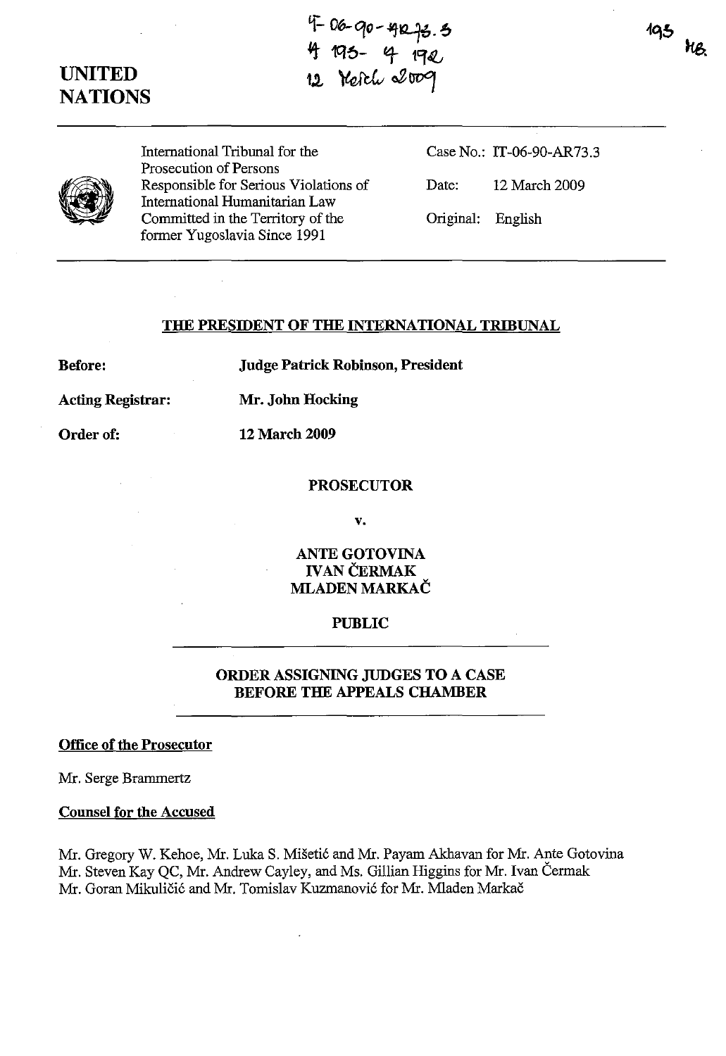# UNITED NATIONS

IT-06-90-AR73.3
A 193 - A 192
12 March 2009

193 MB

International Tribunal for the Prosecution of Persons Responsible for Serious Violations of International Humanitarian Law Committed in the Territory of the former Yugoslavia Since 1991

Case No.: IT-06-90-AR73.3

Date: 12 March 2009

Original: English

## THE PRESIDENT OF THE INTERNATIONAL TRIBUNAL

**Before:** **Judge Patrick Robinson, President**

**Acting Registrar:** **Mr. John Hocking**

**Order of:** **12 March 2009**

**PROSECUTOR**

**v.**

**ANTE GOTOVINA**
**IVAN ČERMAK**
**MLADEN MARKAČ**

**PUBLIC**

## ORDER ASSIGNING JUDGES TO A CASE BEFORE THE APPEALS CHAMBER

**Office of the Prosecutor**

Mr. Serge Brammertz

**Counsel for the Accused**

Mr. Gregory W. Kehoe, Mr. Luka S. Mišetić and Mr. Payam Akhavan for Mr. Ante Gotovina
Mr. Steven Kay QC, Mr. Andrew Cayley, and Ms. Gillian Higgins for Mr. Ivan Čermak
Mr. Goran Mikuličić and Mr. Tomislav Kuzmanović for Mr. Mladen Markač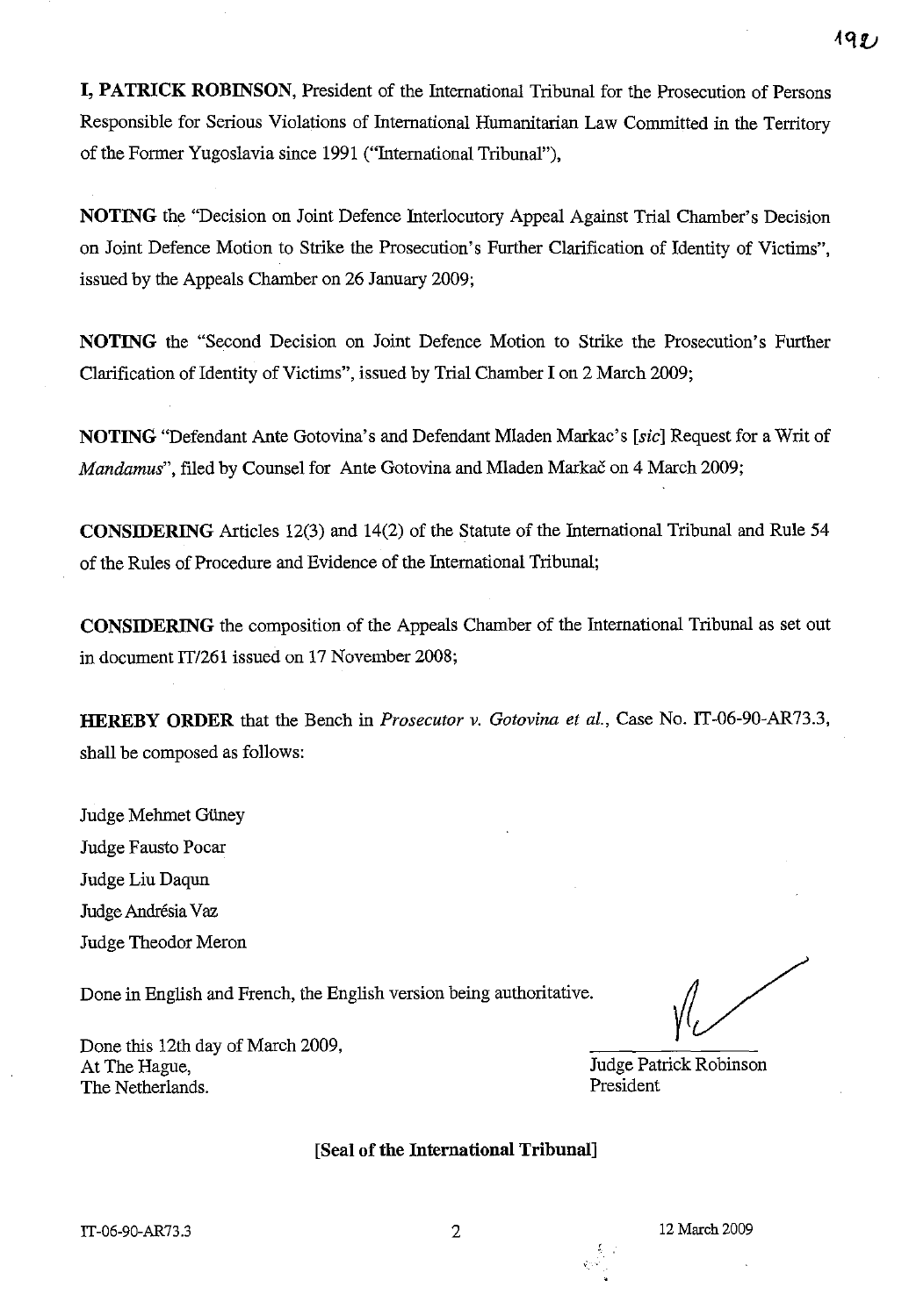**I, PATRICK ROBINSON**, President of the International Tribunal for the Prosecution of Persons Responsible for Serious Violations of International Humanitarian Law Committed in the Territory of the Former Yugoslavia since 1991 ("International Tribunal"),

**NOTING** the "Decision on Joint Defence Interlocutory Appeal Against Trial Chamber's Decision on Joint Defence Motion to Strike the Prosecution's Further Clarification of Identity of Victims", issued by the Appeals Chamber on 26 January 2009;

**NOTING** the "Second Decision on Joint Defence Motion to Strike the Prosecution's Further Clarification of Identity of Victims", issued by Trial Chamber I on 2 March 2009;

**NOTING** "Defendant Ante Gotovina's and Defendant Mladen Markac's [*sic*] Request for a Writ of *Mandamus*", filed by Counsel for Ante Gotovina and Mladen Markač on 4 March 2009;

**CONSIDERING** Articles 12(3) and 14(2) of the Statute of the International Tribunal and Rule 54 of the Rules of Procedure and Evidence of the International Tribunal;

**CONSIDERING** the composition of the Appeals Chamber of the International Tribunal as set out in document IT/261 issued on 17 November 2008;

**HEREBY ORDER** that the Bench in *Prosecutor v. Gotovina et al.*, Case No. IT-06-90-AR73.3, shall be composed as follows:

Judge Mehmet Güney
Judge Fausto Pocar
Judge Liu Daqun
Judge Andrésia Vaz
Judge Theodor Meron

Done in English and French, the English version being authoritative.

Done this 12th day of March 2009,
At The Hague,
The Netherlands.

Judge Patrick Robinson
President

**[Seal of the International Tribunal]**